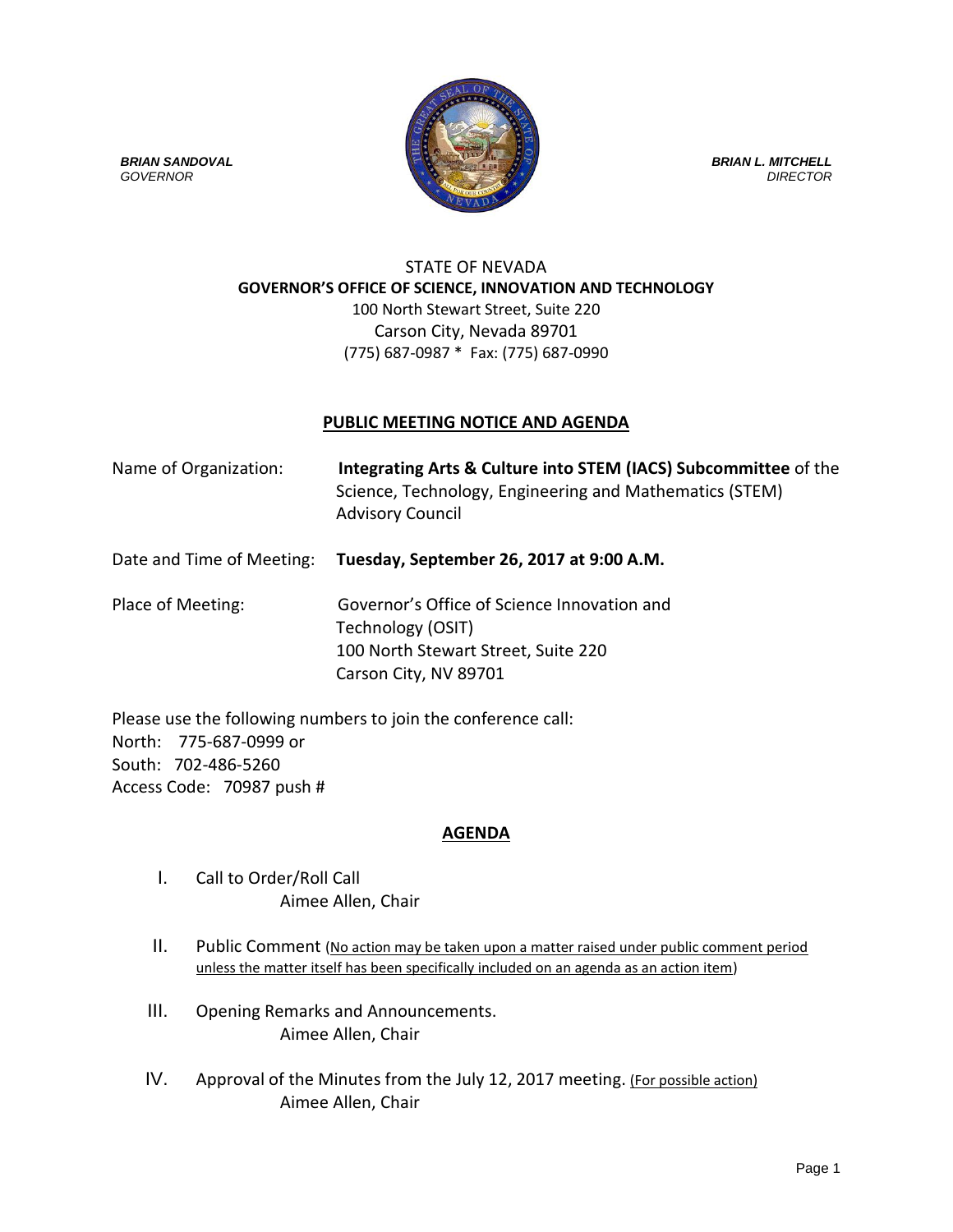***BRIAN SANDOVAL***
*GOVERNOR*

***BRIAN L. MITCHELL***
*DIRECTOR*

STATE OF NEVADA
**GOVERNOR'S OFFICE OF SCIENCE, INNOVATION AND TECHNOLOGY**
100 North Stewart Street, Suite 220
Carson City, Nevada 89701
(775) 687-0987 * Fax: (775) 687-0990

## PUBLIC MEETING NOTICE AND AGENDA

Name of Organization: **Integrating Arts & Culture into STEM (IACS) Subcommittee** of the Science, Technology, Engineering and Mathematics (STEM) Advisory Council

Date and Time of Meeting: **Tuesday, September 26, 2017 at 9:00 A.M.**

Place of Meeting: Governor's Office of Science Innovation and Technology (OSIT)
100 North Stewart Street, Suite 220
Carson City, NV 89701

Please use the following numbers to join the conference call:
North: 775-687-0999 or
South: 702-486-5260
Access Code: 70987 push #

## AGENDA

I. Call to Order/Roll Call
Aimee Allen, Chair

II. Public Comment (No action may be taken upon a matter raised under public comment period unless the matter itself has been specifically included on an agenda as an action item)

III. Opening Remarks and Announcements.
Aimee Allen, Chair

IV. Approval of the Minutes from the July 12, 2017 meeting. (For possible action)
Aimee Allen, Chair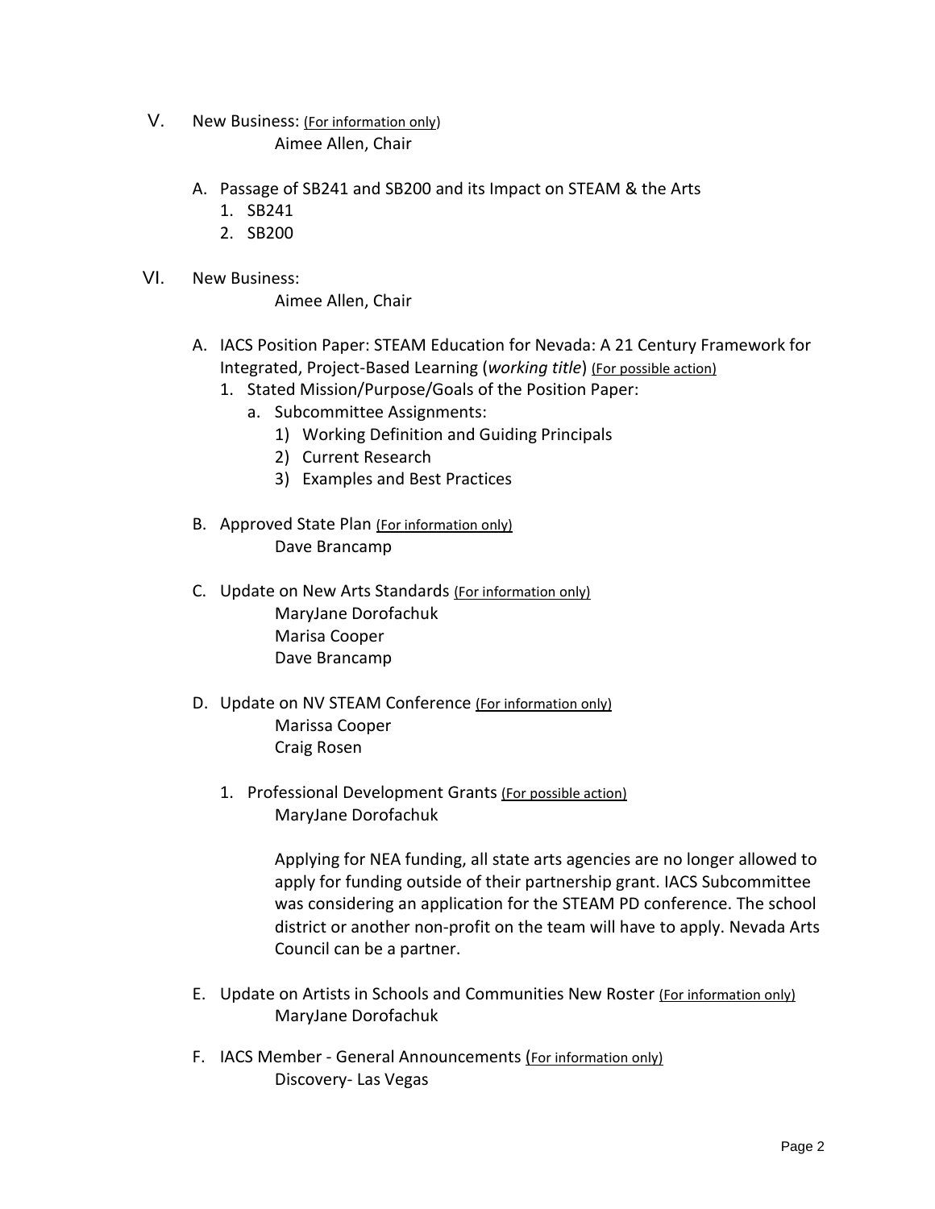V. New Business: (For information only)
Aimee Allen, Chair

A. Passage of SB241 and SB200 and its Impact on STEAM & the Arts
   1. SB241
   2. SB200

VI. New Business:
Aimee Allen, Chair

A. IACS Position Paper: STEAM Education for Nevada: A 21 Century Framework for Integrated, Project-Based Learning (*working title*) (For possible action)
   1. Stated Mission/Purpose/Goals of the Position Paper:
      a. Subcommittee Assignments:
         1) Working Definition and Guiding Principals
         2) Current Research
         3) Examples and Best Practices

B. Approved State Plan (For information only)
Dave Brancamp

C. Update on New Arts Standards (For information only)
MaryJane Dorofachuk
Marisa Cooper
Dave Brancamp

D. Update on NV STEAM Conference (For information only)
Marissa Cooper
Craig Rosen

   1. Professional Development Grants (For possible action)
   MaryJane Dorofachuk

   Applying for NEA funding, all state arts agencies are no longer allowed to apply for funding outside of their partnership grant. IACS Subcommittee was considering an application for the STEAM PD conference. The school district or another non-profit on the team will have to apply. Nevada Arts Council can be a partner.

E. Update on Artists in Schools and Communities New Roster (For information only)
MaryJane Dorofachuk

F. IACS Member - General Announcements (For information only)
Discovery- Las Vegas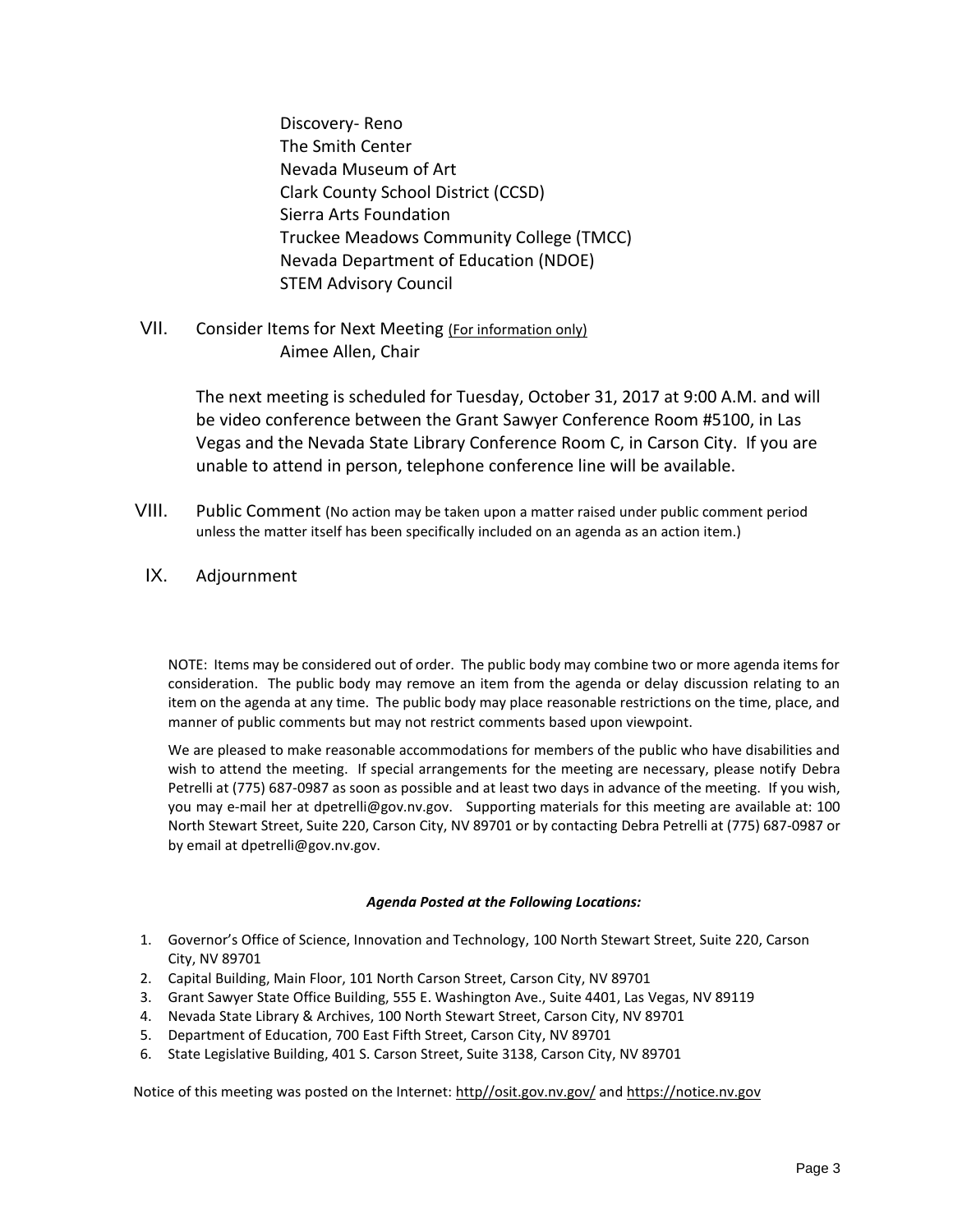Discovery- Reno
The Smith Center
Nevada Museum of Art
Clark County School District (CCSD)
Sierra Arts Foundation
Truckee Meadows Community College (TMCC)
Nevada Department of Education (NDOE)
STEM Advisory Council

VII. Consider Items for Next Meeting (For information only)
Aimee Allen, Chair

The next meeting is scheduled for Tuesday, October 31, 2017 at 9:00 A.M. and will be video conference between the Grant Sawyer Conference Room #5100, in Las Vegas and the Nevada State Library Conference Room C, in Carson City. If you are unable to attend in person, telephone conference line will be available.

VIII. Public Comment (No action may be taken upon a matter raised under public comment period unless the matter itself has been specifically included on an agenda as an action item.)

IX. Adjournment

NOTE: Items may be considered out of order. The public body may combine two or more agenda items for consideration. The public body may remove an item from the agenda or delay discussion relating to an item on the agenda at any time. The public body may place reasonable restrictions on the time, place, and manner of public comments but may not restrict comments based upon viewpoint.

We are pleased to make reasonable accommodations for members of the public who have disabilities and wish to attend the meeting. If special arrangements for the meeting are necessary, please notify Debra Petrelli at (775) 687-0987 as soon as possible and at least two days in advance of the meeting. If you wish, you may e-mail her at dpetrelli@gov.nv.gov. Supporting materials for this meeting are available at: 100 North Stewart Street, Suite 220, Carson City, NV 89701 or by contacting Debra Petrelli at (775) 687-0987 or by email at dpetrelli@gov.nv.gov.

***Agenda Posted at the Following Locations:***

1. Governor's Office of Science, Innovation and Technology, 100 North Stewart Street, Suite 220, Carson City, NV 89701
2. Capital Building, Main Floor, 101 North Carson Street, Carson City, NV 89701
3. Grant Sawyer State Office Building, 555 E. Washington Ave., Suite 4401, Las Vegas, NV 89119
4. Nevada State Library & Archives, 100 North Stewart Street, Carson City, NV 89701
5. Department of Education, 700 East Fifth Street, Carson City, NV 89701
6. State Legislative Building, 401 S. Carson Street, Suite 3138, Carson City, NV 89701

Notice of this meeting was posted on the Internet: http//osit.gov.nv.gov/ and https://notice.nv.gov